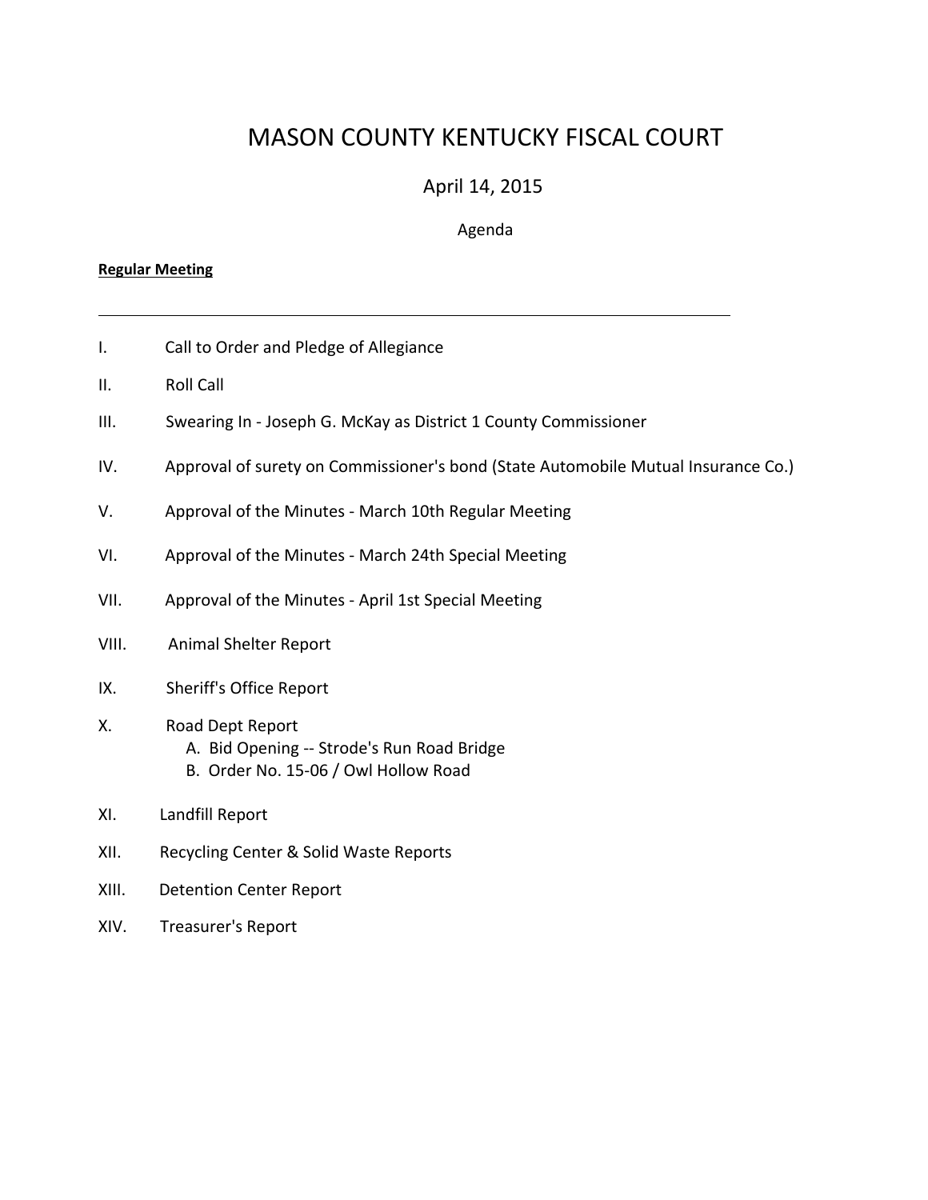# MASON COUNTY KENTUCKY FISCAL COURT

April 14, 2015

Agenda

**Regular Meeting**

---

I. Call to Order and Pledge of Allegiance

II. Roll Call

III. Swearing In - Joseph G. McKay as District 1 County Commissioner

IV. Approval of surety on Commissioner's bond (State Automobile Mutual Insurance Co.)

V. Approval of the Minutes - March 10th Regular Meeting

VI. Approval of the Minutes - March 24th Special Meeting

VII. Approval of the Minutes - April 1st Special Meeting

VIII. Animal Shelter Report

IX. Sheriff's Office Report

X. Road Dept Report
   - A. Bid Opening -- Strode's Run Road Bridge
   - B. Order No. 15-06 / Owl Hollow Road

XI. Landfill Report

XII. Recycling Center & Solid Waste Reports

XIII. Detention Center Report

XIV. Treasurer's Report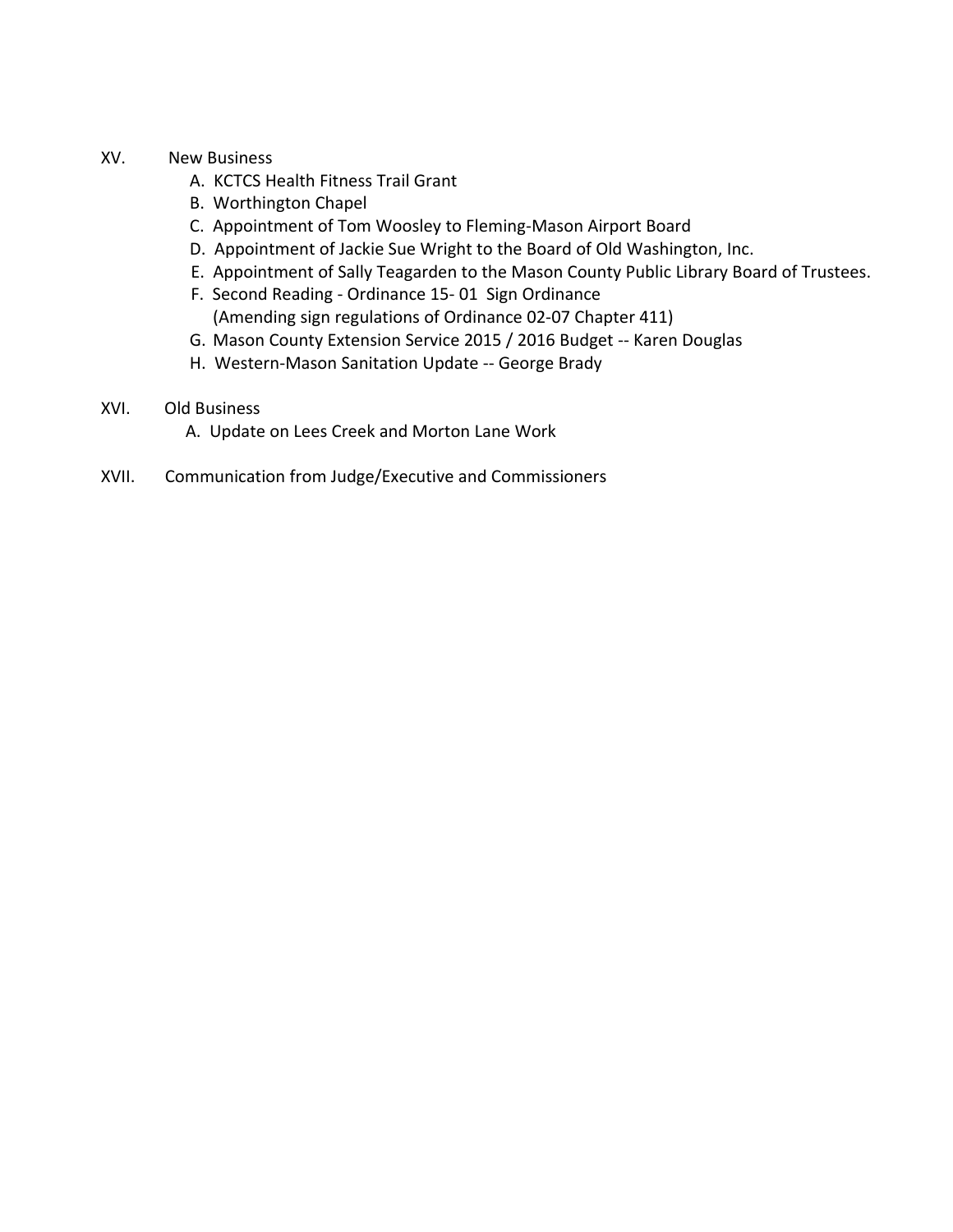XV. New Business

A. KCTCS Health Fitness Trail Grant

B. Worthington Chapel

C. Appointment of Tom Woosley to Fleming-Mason Airport Board

D. Appointment of Jackie Sue Wright to the Board of Old Washington, Inc.

E. Appointment of Sally Teagarden to the Mason County Public Library Board of Trustees.

F. Second Reading - Ordinance 15- 01 Sign Ordinance
(Amending sign regulations of Ordinance 02-07 Chapter 411)

G. Mason County Extension Service 2015 / 2016 Budget -- Karen Douglas

H. Western-Mason Sanitation Update -- George Brady

XVI. Old Business

A. Update on Lees Creek and Morton Lane Work

XVII. Communication from Judge/Executive and Commissioners